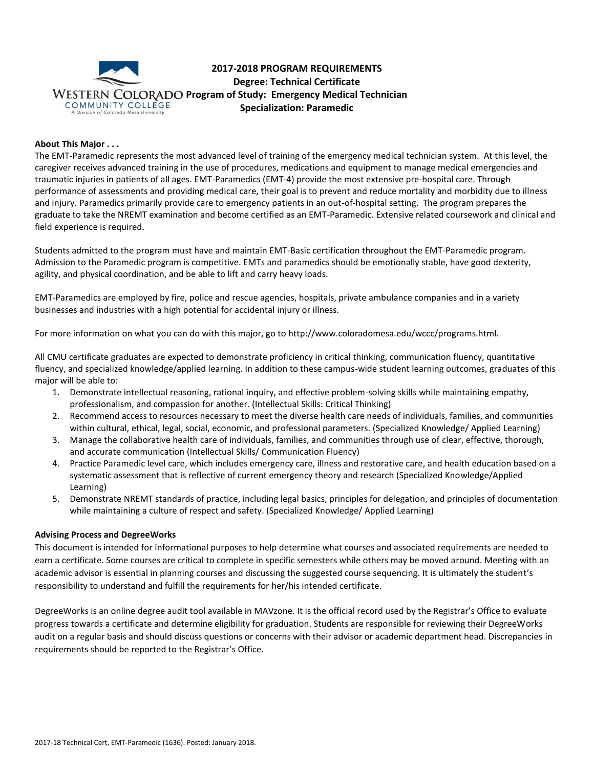# 2017-2018 PROGRAM REQUIREMENTS

**Degree: Technical Certificate**
**Program of Study: Emergency Medical Technician**
**Specialization: Paramedic**

**About This Major . . .**

The EMT-Paramedic represents the most advanced level of training of the emergency medical technician system. At this level, the caregiver receives advanced training in the use of procedures, medications and equipment to manage medical emergencies and traumatic injuries in patients of all ages. EMT-Paramedics (EMT-4) provide the most extensive pre-hospital care. Through performance of assessments and providing medical care, their goal is to prevent and reduce mortality and morbidity due to illness and injury. Paramedics primarily provide care to emergency patients in an out-of-hospital setting. The program prepares the graduate to take the NREMT examination and become certified as an EMT-Paramedic. Extensive related coursework and clinical and field experience is required.

Students admitted to the program must have and maintain EMT-Basic certification throughout the EMT-Paramedic program. Admission to the Paramedic program is competitive. EMTs and paramedics should be emotionally stable, have good dexterity, agility, and physical coordination, and be able to lift and carry heavy loads.

EMT-Paramedics are employed by fire, police and rescue agencies, hospitals, private ambulance companies and in a variety businesses and industries with a high potential for accidental injury or illness.

For more information on what you can do with this major, go to http://www.coloradomesa.edu/wccc/programs.html.

All CMU certificate graduates are expected to demonstrate proficiency in critical thinking, communication fluency, quantitative fluency, and specialized knowledge/applied learning. In addition to these campus-wide student learning outcomes, graduates of this major will be able to:

1. Demonstrate intellectual reasoning, rational inquiry, and effective problem-solving skills while maintaining empathy, professionalism, and compassion for another. (Intellectual Skills: Critical Thinking)
2. Recommend access to resources necessary to meet the diverse health care needs of individuals, families, and communities within cultural, ethical, legal, social, economic, and professional parameters. (Specialized Knowledge/ Applied Learning)
3. Manage the collaborative health care of individuals, families, and communities through use of clear, effective, thorough, and accurate communication (Intellectual Skills/ Communication Fluency)
4. Practice Paramedic level care, which includes emergency care, illness and restorative care, and health education based on a systematic assessment that is reflective of current emergency theory and research (Specialized Knowledge/Applied Learning)
5. Demonstrate NREMT standards of practice, including legal basics, principles for delegation, and principles of documentation while maintaining a culture of respect and safety. (Specialized Knowledge/ Applied Learning)

**Advising Process and DegreeWorks**

This document is intended for informational purposes to help determine what courses and associated requirements are needed to earn a certificate. Some courses are critical to complete in specific semesters while others may be moved around. Meeting with an academic advisor is essential in planning courses and discussing the suggested course sequencing. It is ultimately the student's responsibility to understand and fulfill the requirements for her/his intended certificate.

DegreeWorks is an online degree audit tool available in MAVzone. It is the official record used by the Registrar's Office to evaluate progress towards a certificate and determine eligibility for graduation. Students are responsible for reviewing their DegreeWorks audit on a regular basis and should discuss questions or concerns with their advisor or academic department head. Discrepancies in requirements should be reported to the Registrar's Office.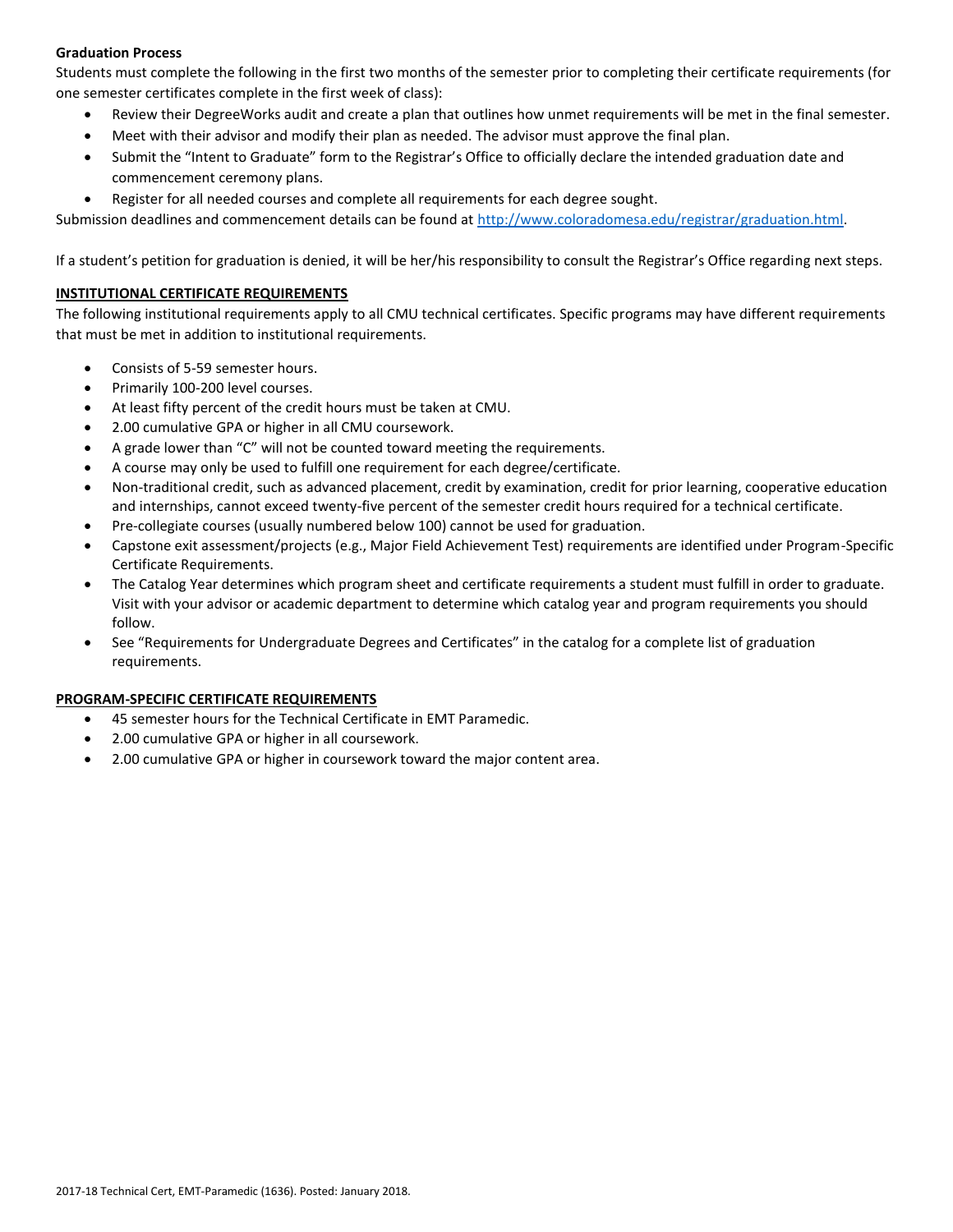**Graduation Process**

Students must complete the following in the first two months of the semester prior to completing their certificate requirements (for one semester certificates complete in the first week of class):

- Review their DegreeWorks audit and create a plan that outlines how unmet requirements will be met in the final semester.
- Meet with their advisor and modify their plan as needed. The advisor must approve the final plan.
- Submit the "Intent to Graduate" form to the Registrar's Office to officially declare the intended graduation date and commencement ceremony plans.
- Register for all needed courses and complete all requirements for each degree sought.

Submission deadlines and commencement details can be found at http://www.coloradomesa.edu/registrar/graduation.html.

If a student's petition for graduation is denied, it will be her/his responsibility to consult the Registrar's Office regarding next steps.

**INSTITUTIONAL CERTIFICATE REQUIREMENTS**

The following institutional requirements apply to all CMU technical certificates. Specific programs may have different requirements that must be met in addition to institutional requirements.

- Consists of 5-59 semester hours.
- Primarily 100-200 level courses.
- At least fifty percent of the credit hours must be taken at CMU.
- 2.00 cumulative GPA or higher in all CMU coursework.
- A grade lower than "C" will not be counted toward meeting the requirements.
- A course may only be used to fulfill one requirement for each degree/certificate.
- Non-traditional credit, such as advanced placement, credit by examination, credit for prior learning, cooperative education and internships, cannot exceed twenty-five percent of the semester credit hours required for a technical certificate.
- Pre-collegiate courses (usually numbered below 100) cannot be used for graduation.
- Capstone exit assessment/projects (e.g., Major Field Achievement Test) requirements are identified under Program-Specific Certificate Requirements.
- The Catalog Year determines which program sheet and certificate requirements a student must fulfill in order to graduate. Visit with your advisor or academic department to determine which catalog year and program requirements you should follow.
- See "Requirements for Undergraduate Degrees and Certificates" in the catalog for a complete list of graduation requirements.

**PROGRAM-SPECIFIC CERTIFICATE REQUIREMENTS**

- 45 semester hours for the Technical Certificate in EMT Paramedic.
- 2.00 cumulative GPA or higher in all coursework.
- 2.00 cumulative GPA or higher in coursework toward the major content area.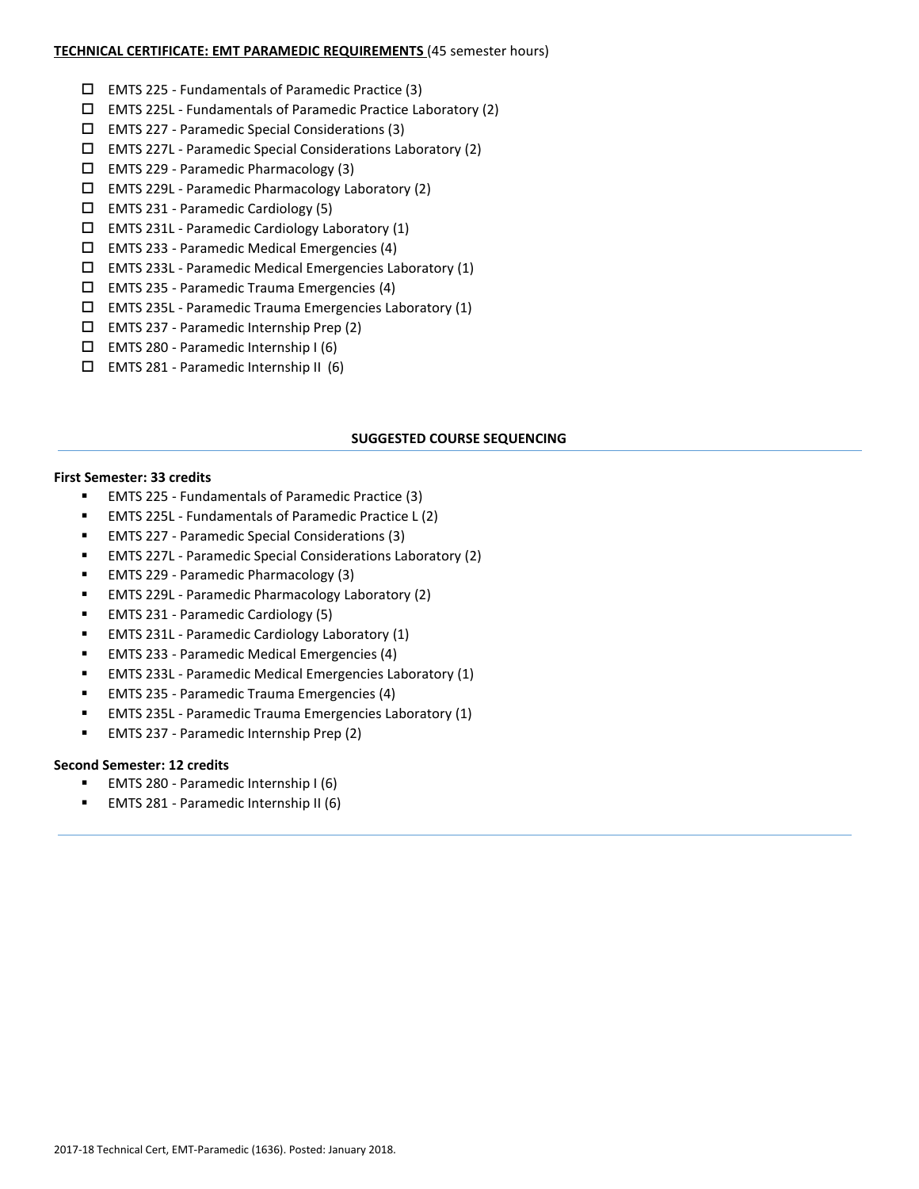**TECHNICAL CERTIFICATE: EMT PARAMEDIC REQUIREMENTS** (45 semester hours)

- ☐ EMTS 225 - Fundamentals of Paramedic Practice (3)
- ☐ EMTS 225L - Fundamentals of Paramedic Practice Laboratory (2)
- ☐ EMTS 227 - Paramedic Special Considerations (3)
- ☐ EMTS 227L - Paramedic Special Considerations Laboratory (2)
- ☐ EMTS 229 - Paramedic Pharmacology (3)
- ☐ EMTS 229L - Paramedic Pharmacology Laboratory (2)
- ☐ EMTS 231 - Paramedic Cardiology (5)
- ☐ EMTS 231L - Paramedic Cardiology Laboratory (1)
- ☐ EMTS 233 - Paramedic Medical Emergencies (4)
- ☐ EMTS 233L - Paramedic Medical Emergencies Laboratory (1)
- ☐ EMTS 235 - Paramedic Trauma Emergencies (4)
- ☐ EMTS 235L - Paramedic Trauma Emergencies Laboratory (1)
- ☐ EMTS 237 - Paramedic Internship Prep (2)
- ☐ EMTS 280 - Paramedic Internship I (6)
- ☐ EMTS 281 - Paramedic Internship II (6)

**SUGGESTED COURSE SEQUENCING**

**First Semester: 33 credits**

- EMTS 225 - Fundamentals of Paramedic Practice (3)
- EMTS 225L - Fundamentals of Paramedic Practice L (2)
- EMTS 227 - Paramedic Special Considerations (3)
- EMTS 227L - Paramedic Special Considerations Laboratory (2)
- EMTS 229 - Paramedic Pharmacology (3)
- EMTS 229L - Paramedic Pharmacology Laboratory (2)
- EMTS 231 - Paramedic Cardiology (5)
- EMTS 231L - Paramedic Cardiology Laboratory (1)
- EMTS 233 - Paramedic Medical Emergencies (4)
- EMTS 233L - Paramedic Medical Emergencies Laboratory (1)
- EMTS 235 - Paramedic Trauma Emergencies (4)
- EMTS 235L - Paramedic Trauma Emergencies Laboratory (1)
- EMTS 237 - Paramedic Internship Prep (2)

**Second Semester: 12 credits**

- EMTS 280 - Paramedic Internship I (6)
- EMTS 281 - Paramedic Internship II (6)

2017-18 Technical Cert, EMT-Paramedic (1636). Posted: January 2018.